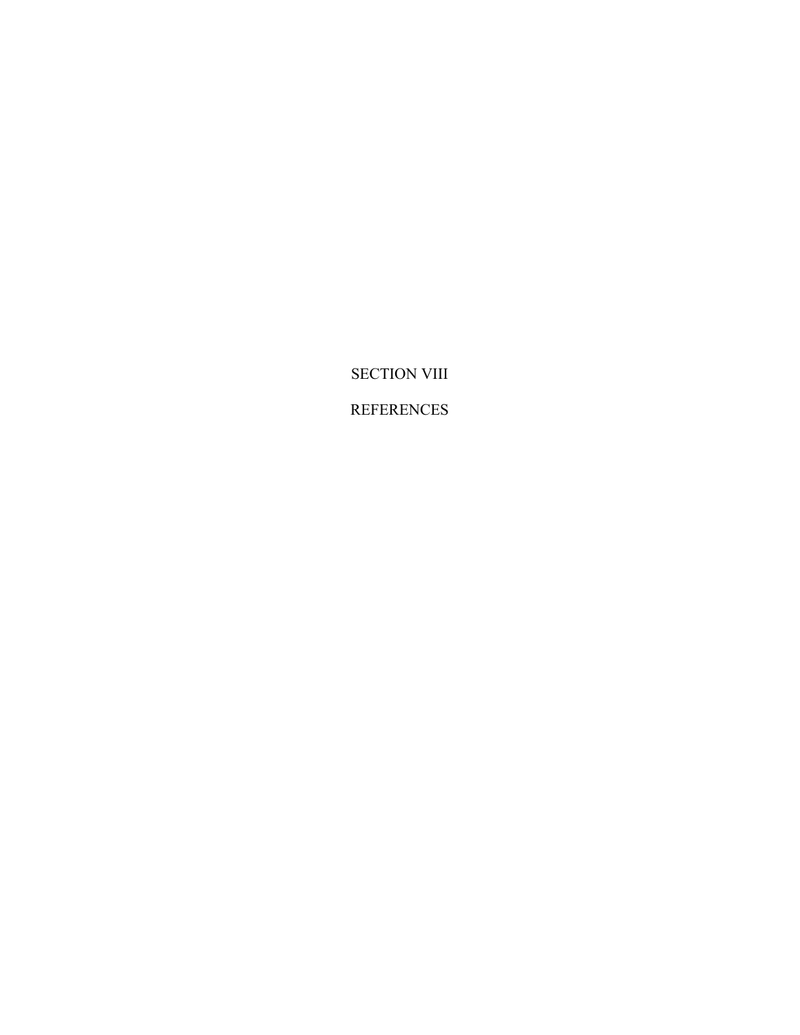# SECTION VIII

# REFERENCES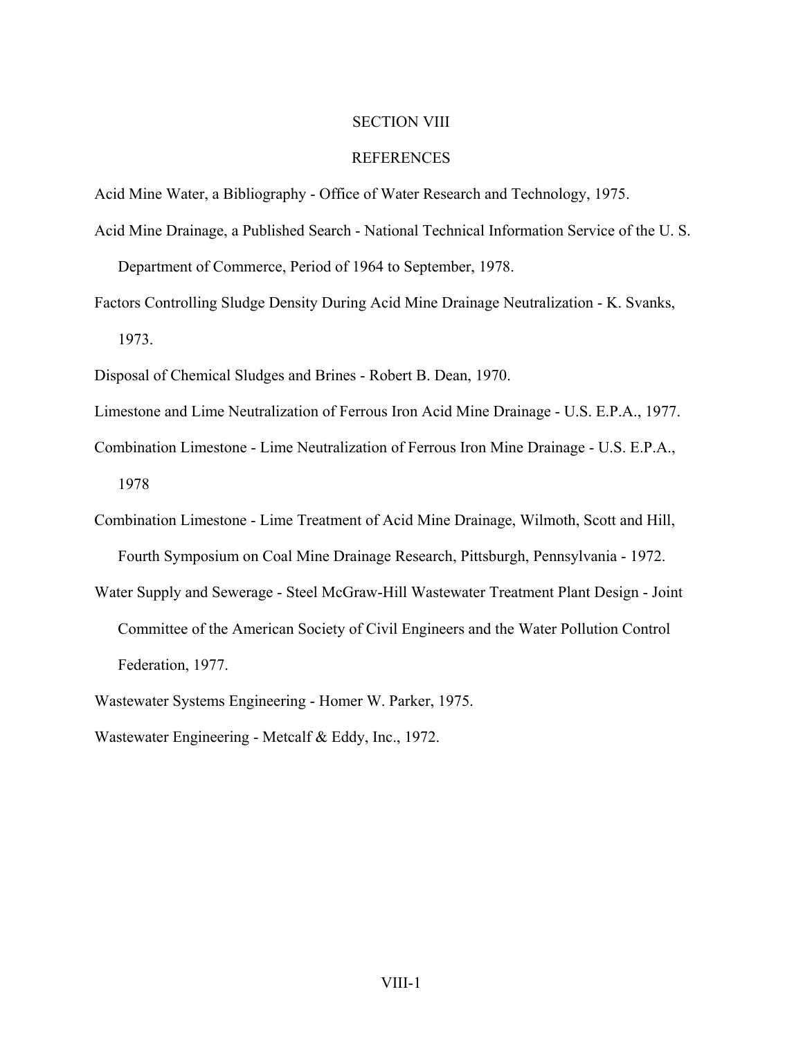# SECTION VIII

## REFERENCES

Acid Mine Water, a Bibliography - Office of Water Research and Technology, 1975.

Acid Mine Drainage, a Published Search - National Technical Information Service of the U. S. Department of Commerce, Period of 1964 to September, 1978.

Factors Controlling Sludge Density During Acid Mine Drainage Neutralization - K. Svanks, 1973.

Disposal of Chemical Sludges and Brines - Robert B. Dean, 1970.

Limestone and Lime Neutralization of Ferrous Iron Acid Mine Drainage - U.S. E.P.A., 1977.

Combination Limestone - Lime Neutralization of Ferrous Iron Mine Drainage - U.S. E.P.A., 1978

Combination Limestone - Lime Treatment of Acid Mine Drainage, Wilmoth, Scott and Hill, Fourth Symposium on Coal Mine Drainage Research, Pittsburgh, Pennsylvania - 1972.

Water Supply and Sewerage - Steel McGraw-Hill Wastewater Treatment Plant Design - Joint Committee of the American Society of Civil Engineers and the Water Pollution Control Federation, 1977.

Wastewater Systems Engineering - Homer W. Parker, 1975.

Wastewater Engineering - Metcalf & Eddy, Inc., 1972.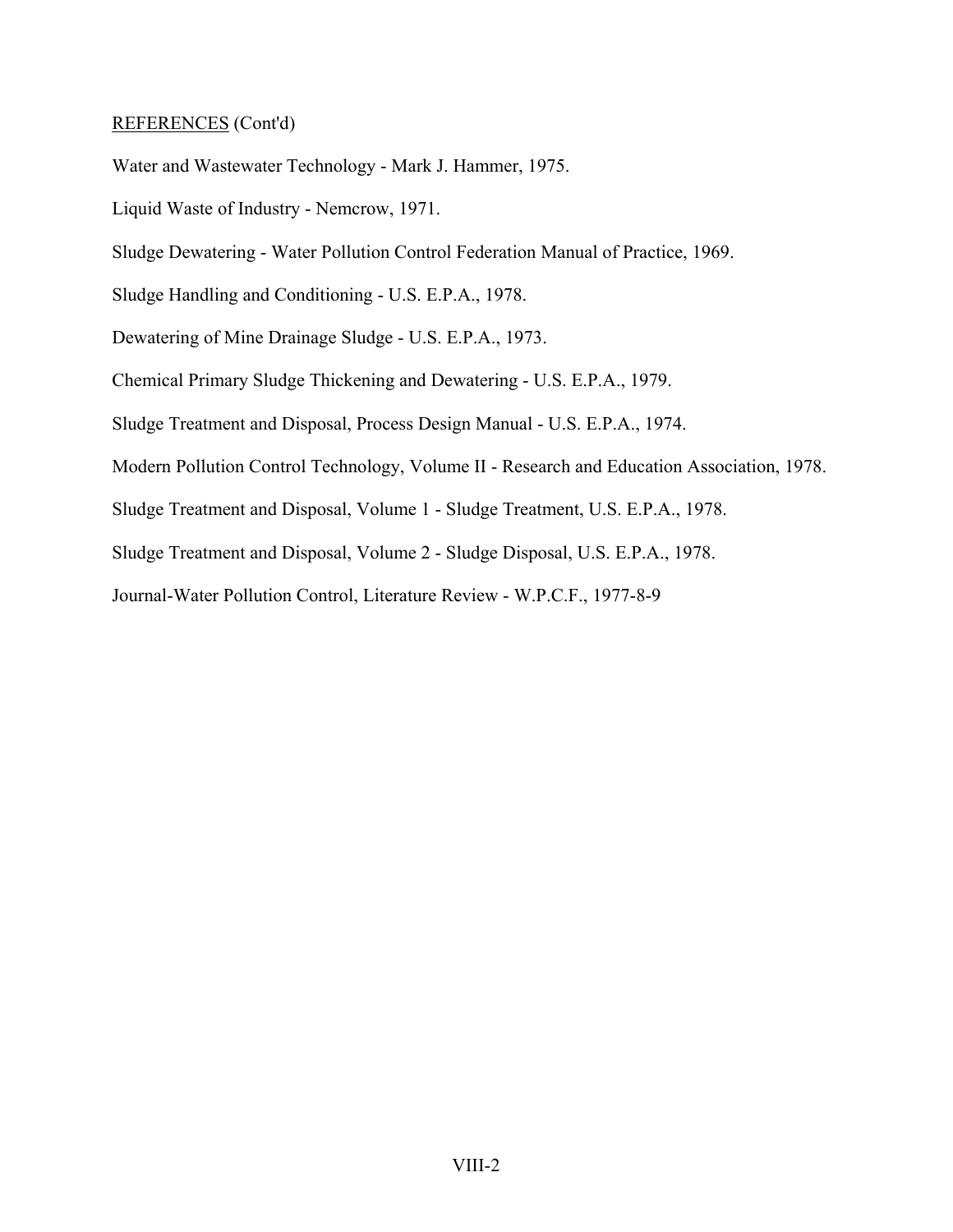<u>REFERENCES</u> (Cont'd)

Water and Wastewater Technology - Mark J. Hammer, 1975.

Liquid Waste of Industry - Nemcrow, 1971.

Sludge Dewatering - Water Pollution Control Federation Manual of Practice, 1969.

Sludge Handling and Conditioning - U.S. E.P.A., 1978.

Dewatering of Mine Drainage Sludge - U.S. E.P.A., 1973.

Chemical Primary Sludge Thickening and Dewatering - U.S. E.P.A., 1979.

Sludge Treatment and Disposal, Process Design Manual - U.S. E.P.A., 1974.

Modern Pollution Control Technology, Volume II - Research and Education Association, 1978.

Sludge Treatment and Disposal, Volume 1 - Sludge Treatment, U.S. E.P.A., 1978.

Sludge Treatment and Disposal, Volume 2 - Sludge Disposal, U.S. E.P.A., 1978.

Journal-Water Pollution Control, Literature Review - W.P.C.F., 1977-8-9